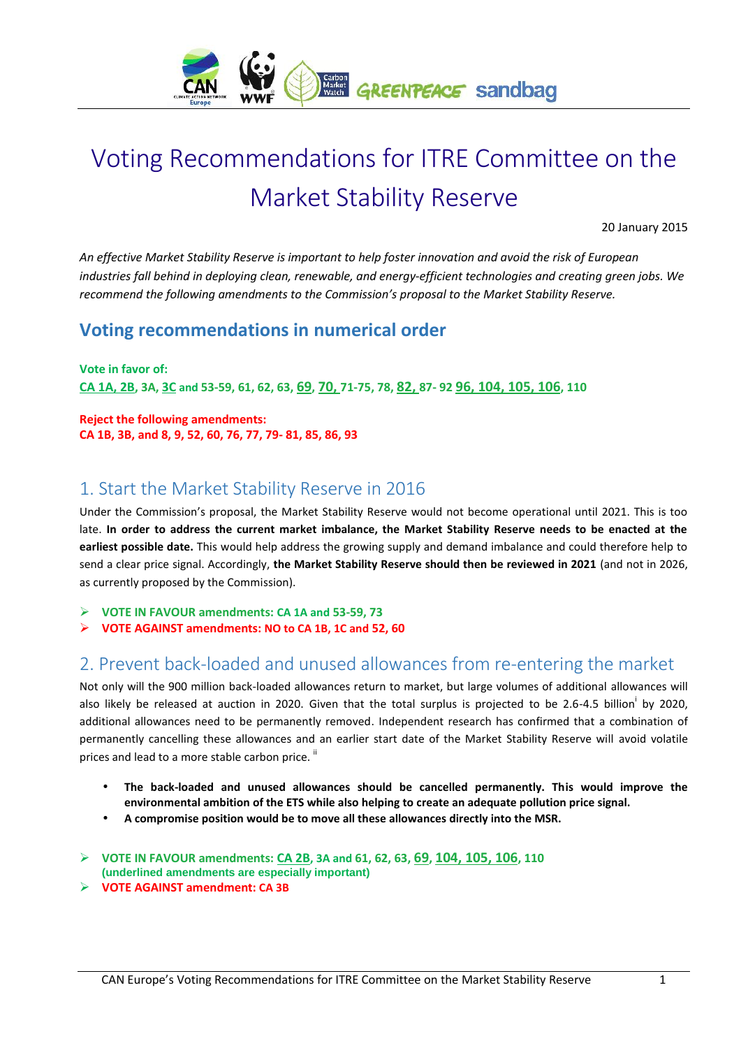# Voting Recommendations for ITRE Committee on the Market Stability Reserve

20 January 2015

*An effective Market Stability Reserve is important to help foster innovation and avoid the risk of European industries fall behind in deploying clean, renewable, and energy-efficient technologies and creating green jobs. We recommend the following amendments to the Commission's proposal to the Market Stability Reserve.*

## Voting recommendations in numerical order

**Vote in favor of:**
**CA 1A, 2B, 3A, 3C and 53-59, 61, 62, 63, 69, 70, 71-75, 78, 82, 87- 92 96, 104, 105, 106, 110**

**Reject the following amendments:**
**CA 1B, 3B, and 8, 9, 52, 60, 76, 77, 79- 81, 85, 86, 93**

## 1. Start the Market Stability Reserve in 2016

Under the Commission's proposal, the Market Stability Reserve would not become operational until 2021. This is too late. **In order to address the current market imbalance, the Market Stability Reserve needs to be enacted at the earliest possible date.** This would help address the growing supply and demand imbalance and could therefore help to send a clear price signal. Accordingly, **the Market Stability Reserve should then be reviewed in 2021** (and not in 2026, as currently proposed by the Commission).

- **VOTE IN FAVOUR amendments: CA 1A and 53-59, 73**
- **VOTE AGAINST amendments: NO to CA 1B, 1C and 52, 60**

## 2. Prevent back-loaded and unused allowances from re-entering the market

Not only will the 900 million back-loaded allowances return to market, but large volumes of additional allowances will also likely be released at auction in 2020. Given that the total surplus is projected to be 2.6-4.5 billion[i] by 2020, additional allowances need to be permanently removed. Independent research has confirmed that a combination of permanently cancelling these allowances and an earlier start date of the Market Stability Reserve will avoid volatile prices and lead to a more stable carbon price.[ii]

- **The back-loaded and unused allowances should be cancelled permanently. This would improve the environmental ambition of the ETS while also helping to create an adequate pollution price signal.**
- **A compromise position would be to move all these allowances directly into the MSR.**

- **VOTE IN FAVOUR amendments: CA 2B, 3A and 61, 62, 63, 69, 104, 105, 106, 110 (underlined amendments are especially important)**
- **VOTE AGAINST amendment: CA 3B**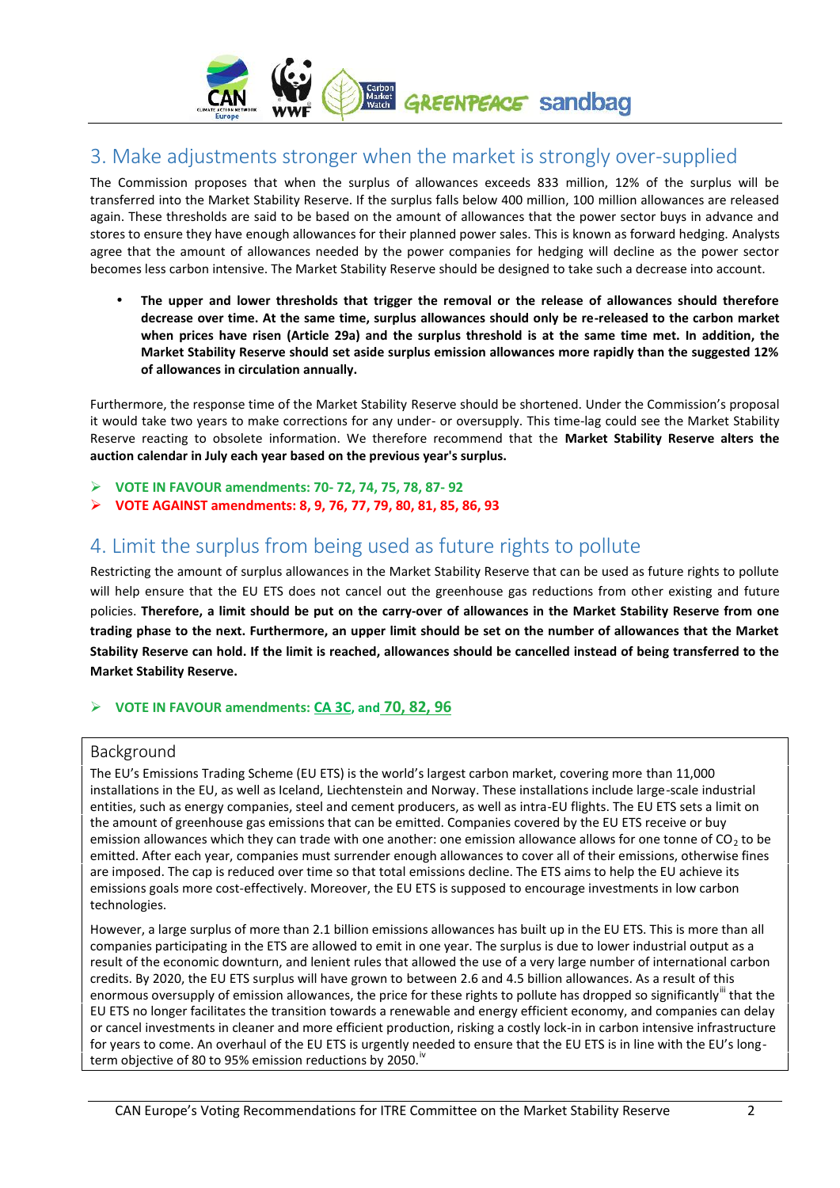## 3. Make adjustments stronger when the market is strongly over-supplied

The Commission proposes that when the surplus of allowances exceeds 833 million, 12% of the surplus will be transferred into the Market Stability Reserve. If the surplus falls below 400 million, 100 million allowances are released again. These thresholds are said to be based on the amount of allowances that the power sector buys in advance and stores to ensure they have enough allowances for their planned power sales. This is known as forward hedging. Analysts agree that the amount of allowances needed by the power companies for hedging will decline as the power sector becomes less carbon intensive. The Market Stability Reserve should be designed to take such a decrease into account.

- **The upper and lower thresholds that trigger the removal or the release of allowances should therefore decrease over time. At the same time, surplus allowances should only be re-released to the carbon market when prices have risen (Article 29a) and the surplus threshold is at the same time met. In addition, the Market Stability Reserve should set aside surplus emission allowances more rapidly than the suggested 12% of allowances in circulation annually.**

Furthermore, the response time of the Market Stability Reserve should be shortened. Under the Commission's proposal it would take two years to make corrections for any under- or oversupply. This time-lag could see the Market Stability Reserve reacting to obsolete information. We therefore recommend that the **Market Stability Reserve alters the auction calendar in July each year based on the previous year's surplus.**

- **VOTE IN FAVOUR amendments: 70- 72, 74, 75, 78, 87- 92**
- **VOTE AGAINST amendments: 8, 9, 76, 77, 79, 80, 81, 85, 86, 93**

## 4. Limit the surplus from being used as future rights to pollute

Restricting the amount of surplus allowances in the Market Stability Reserve that can be used as future rights to pollute will help ensure that the EU ETS does not cancel out the greenhouse gas reductions from other existing and future policies. **Therefore, a limit should be put on the carry-over of allowances in the Market Stability Reserve from one trading phase to the next. Furthermore, an upper limit should be set on the number of allowances that the Market Stability Reserve can hold. If the limit is reached, allowances should be cancelled instead of being transferred to the Market Stability Reserve.**

- **VOTE IN FAVOUR amendments: CA 3C, and 70, 82, 96**

### Background

The EU's Emissions Trading Scheme (EU ETS) is the world's largest carbon market, covering more than 11,000 installations in the EU, as well as Iceland, Liechtenstein and Norway. These installations include large-scale industrial entities, such as energy companies, steel and cement producers, as well as intra-EU flights. The EU ETS sets a limit on the amount of greenhouse gas emissions that can be emitted. Companies covered by the EU ETS receive or buy emission allowances which they can trade with one another: one emission allowance allows for one tonne of $CO_2$ to be emitted. After each year, companies must surrender enough allowances to cover all of their emissions, otherwise fines are imposed. The cap is reduced over time so that total emissions decline. The ETS aims to help the EU achieve its emissions goals more cost-effectively. Moreover, the EU ETS is supposed to encourage investments in low carbon technologies.

However, a large surplus of more than 2.1 billion emissions allowances has built up in the EU ETS. This is more than all companies participating in the ETS are allowed to emit in one year. The surplus is due to lower industrial output as a result of the economic downturn, and lenient rules that allowed the use of a very large number of international carbon credits. By 2020, the EU ETS surplus will have grown to between 2.6 and 4.5 billion allowances. As a result of this enormous oversupply of emission allowances, the price for these rights to pollute has dropped so significantly[iii] that the EU ETS no longer facilitates the transition towards a renewable and energy efficient economy, and companies can delay or cancel investments in cleaner and more efficient production, risking a costly lock-in in carbon intensive infrastructure for years to come. An overhaul of the EU ETS is urgently needed to ensure that the EU ETS is in line with the EU's long-term objective of 80 to 95% emission reductions by 2050.[iv]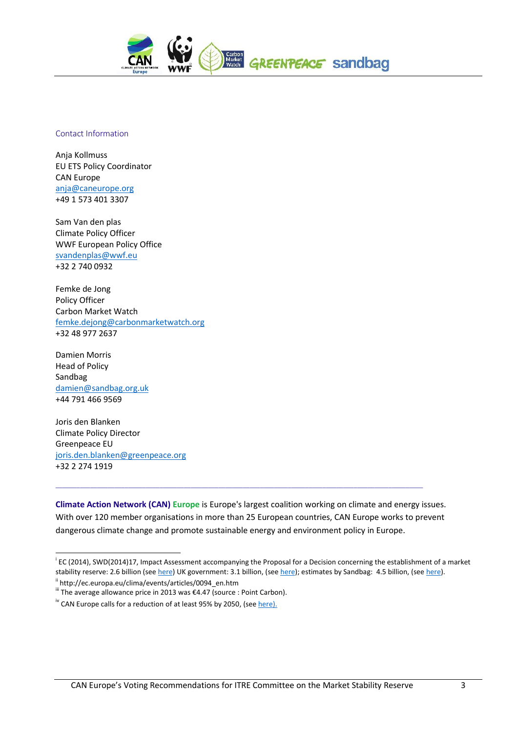Contact Information

Anja Kollmuss
EU ETS Policy Coordinator
CAN Europe
anja@caneurope.org
+49 1 573 401 3307

Sam Van den plas
Climate Policy Officer
WWF European Policy Office
svandenplas@wwf.eu
+32 2 740 0932

Femke de Jong
Policy Officer
Carbon Market Watch
femke.dejong@carbonmarketwatch.org
+32 48 977 2637

Damien Morris
Head of Policy
Sandbag
damien@sandbag.org.uk
+44 791 466 9569

Joris den Blanken
Climate Policy Director
Greenpeace EU
joris.den.blanken@greenpeace.org
+32 2 274 1919

---

**Climate Action Network (CAN) Europe** is Europe's largest coalition working on climate and energy issues. With over 120 member organisations in more than 25 European countries, CAN Europe works to prevent dangerous climate change and promote sustainable energy and environment policy in Europe.

---

[i] EC (2014), SWD(2014)17, Impact Assessment accompanying the Proposal for a Decision concerning the establishment of a market stability reserve: 2.6 billion (see here) UK government: 3.1 billion, (see here); estimates by Sandbag: 4.5 billion, (see here).

[ii] http://ec.europa.eu/clima/events/articles/0094_en.htm

[iii] The average allowance price in 2013 was €4.47 (source : Point Carbon).

[iv] CAN Europe calls for a reduction of at least 95% by 2050, (see here).